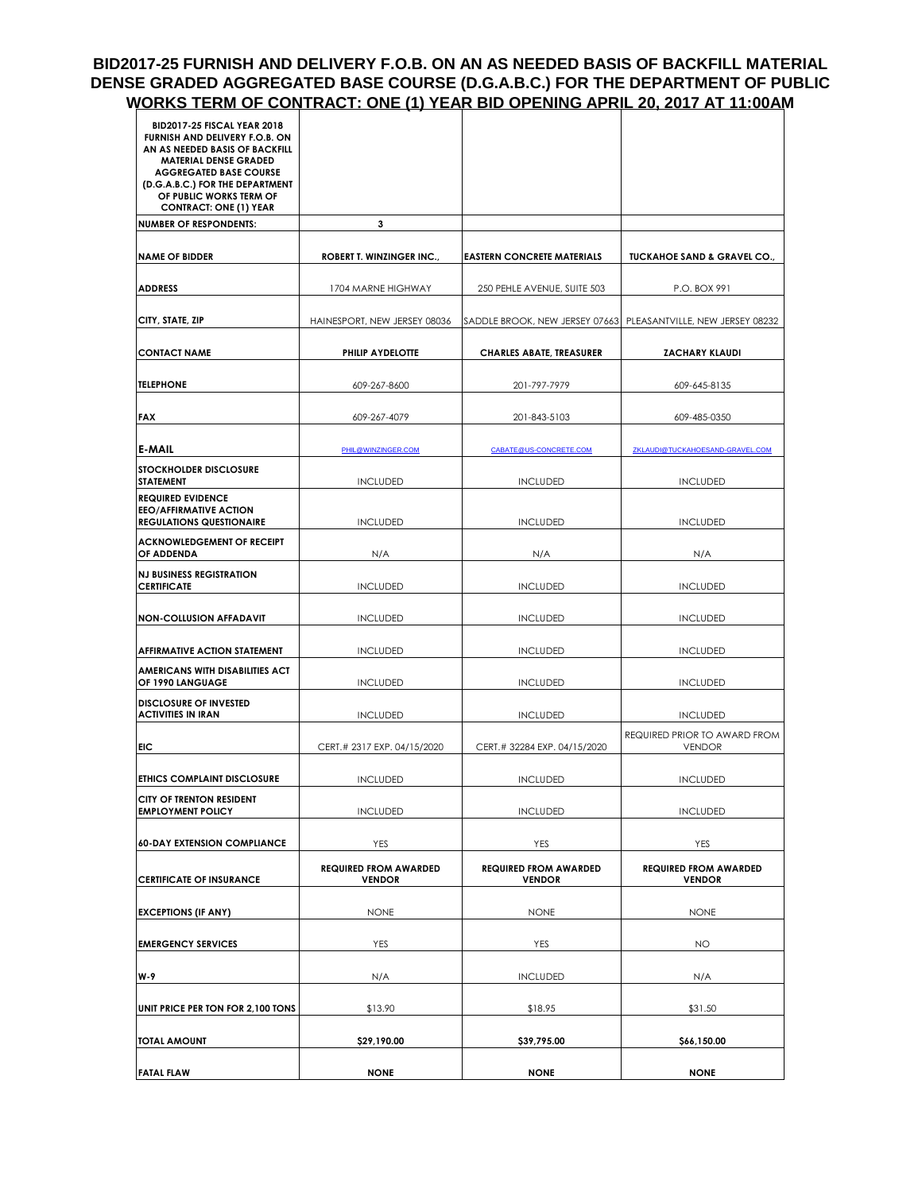# BID2017-25 FURNISH AND DELIVERY F.O.B. ON AN AS NEEDED BASIS OF BACKFILL MATERIAL DENSE GRADED AGGREGATED BASE COURSE (D.G.A.B.C.) FOR THE DEPARTMENT OF PUBLIC WORKS TERM OF CONTRACT: ONE (1) YEAR BID OPENING APRIL 20, 2017 AT 11:00AM

| BID2017-25 FISCAL YEAR 2018 FURNISH AND DELIVERY F.O.B. ON AN AS NEEDED BASIS OF BACKFILL MATERIAL DENSE GRADED AGGREGATED BASE COURSE (D.G.A.B.C.) FOR THE DEPARTMENT OF PUBLIC WORKS TERM OF CONTRACT: ONE (1) YEAR | | | |
|---|---|---|---|
| **NUMBER OF RESPONDENTS:** | **3** | | |
| **NAME OF BIDDER** | **ROBERT T. WINZINGER INC.,** | **EASTERN CONCRETE MATERIALS** | **TUCKAHOE SAND & GRAVEL CO.,** |
| **ADDRESS** | 1704 MARNE HIGHWAY | 250 PEHLE AVENUE, SUITE 503 | P.O. BOX 991 |
| **CITY, STATE, ZIP** | HAINESPORT, NEW JERSEY 08036 | SADDLE BROOK, NEW JERSEY 07663 | PLEASANTVILLE, NEW JERSEY 08232 |
| **CONTACT NAME** | **PHILIP AYDELOTTE** | **CHARLES ABATE, TREASURER** | **ZACHARY KLAUDI** |
| **TELEPHONE** | 609-267-8600 | 201-797-7979 | 609-645-8135 |
| **FAX** | 609-267-4079 | 201-843-5103 | 609-485-0350 |
| **E-MAIL** | PHIL@WINZINGER.COM | CABATE@US-CONCRETE.COM | ZKLAUDI@TUCKAHOESAND-GRAVEL.COM |
| **STOCKHOLDER DISCLOSURE STATEMENT** | INCLUDED | INCLUDED | INCLUDED |
| **REQUIRED EVIDENCE EEO/AFFIRMATIVE ACTION REGULATIONS QUESTIONAIRE** | INCLUDED | INCLUDED | INCLUDED |
| **ACKNOWLEDGEMENT OF RECEIPT OF ADDENDA** | N/A | N/A | N/A |
| **NJ BUSINESS REGISTRATION CERTIFICATE** | INCLUDED | INCLUDED | INCLUDED |
| **NON-COLLUSION AFFADAVIT** | INCLUDED | INCLUDED | INCLUDED |
| **AFFIRMATIVE ACTION STATEMENT** | INCLUDED | INCLUDED | INCLUDED |
| **AMERICANS WITH DISABILITIES ACT OF 1990 LANGUAGE** | INCLUDED | INCLUDED | INCLUDED |
| **DISCLOSURE OF INVESTED ACTIVITIES IN IRAN** | INCLUDED | INCLUDED | INCLUDED |
| **EIC** | CERT.# 2317 EXP. 04/15/2020 | CERT.# 32284 EXP. 04/15/2020 | REQUIRED PRIOR TO AWARD FROM VENDOR |
| **ETHICS COMPLAINT DISCLOSURE** | INCLUDED | INCLUDED | INCLUDED |
| **CITY OF TRENTON RESIDENT EMPLOYMENT POLICY** | INCLUDED | INCLUDED | INCLUDED |
| **60-DAY EXTENSION COMPLIANCE** | YES | YES | YES |
| **CERTIFICATE OF INSURANCE** | **REQUIRED FROM AWARDED VENDOR** | **REQUIRED FROM AWARDED VENDOR** | **REQUIRED FROM AWARDED VENDOR** |
| **EXCEPTIONS (IF ANY)** | NONE | NONE | NONE |
| **EMERGENCY SERVICES** | YES | YES | NO |
| **W-9** | N/A | INCLUDED | N/A |
| **UNIT PRICE PER TON FOR 2,100 TONS** | $13.90 | $18.95 | $31.50 |
| **TOTAL AMOUNT** | **$29,190.00** | **$39,795.00** | **$66,150.00** |
| **FATAL FLAW** | **NONE** | **NONE** | **NONE** |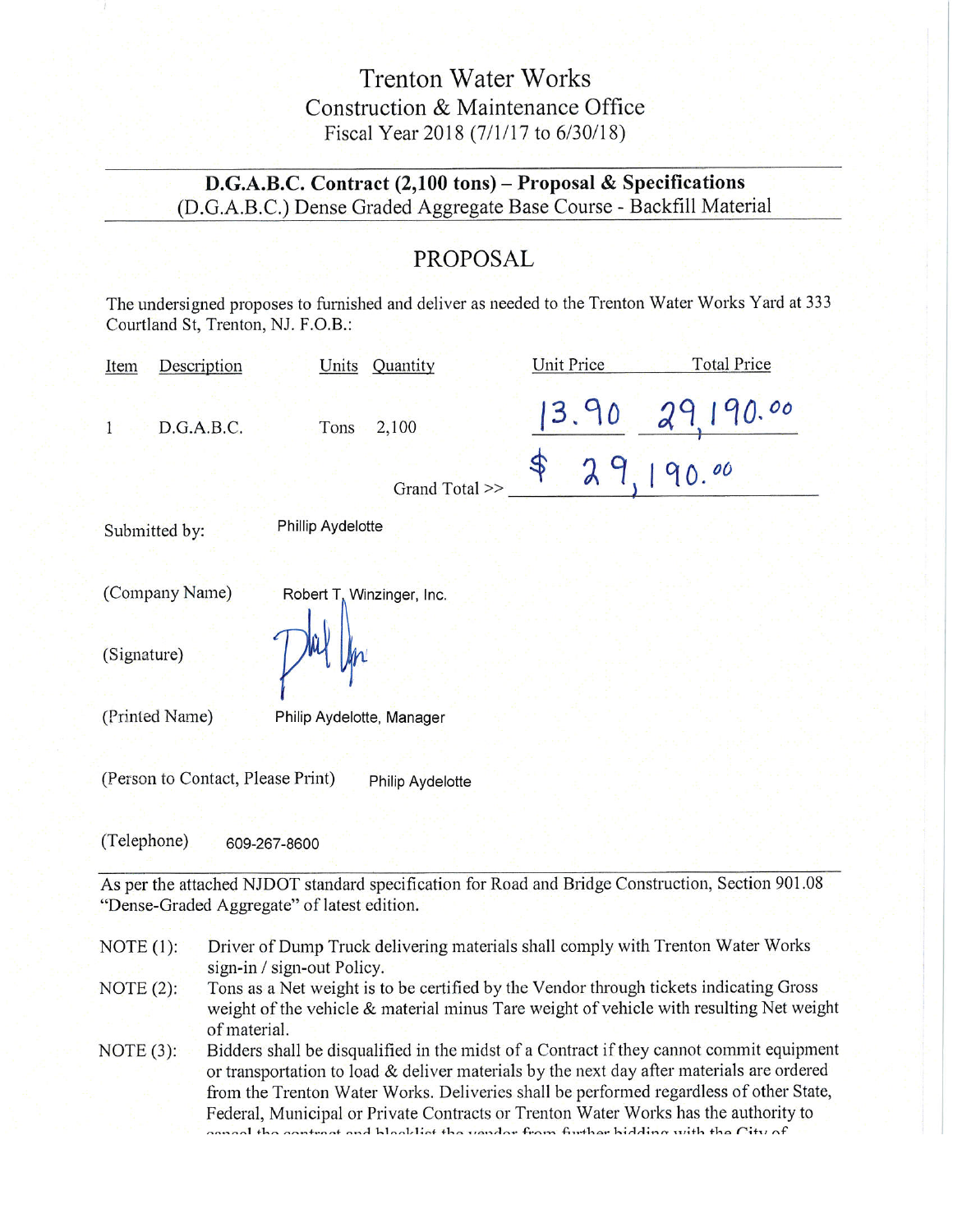# Trenton Water Works

## Construction & Maintenance Office

Fiscal Year 2018 (7/1/17 to 6/30/18)

**D.G.A.B.C. Contract (2,100 tons) – Proposal & Specifications**
(D.G.A.B.C.) Dense Graded Aggregate Base Course - Backfill Material

## PROPOSAL

The undersigned proposes to furnished and deliver as needed to the Trenton Water Works Yard at 333 Courtland St, Trenton, NJ. F.O.B.:

| Item | Description | Units | Quantity | Unit Price | Total Price |
|---|---|---|---|---|---|
| 1 | D.G.A.B.C. | Tons | 2,100 | 13.90 | 29,190.00 |
| | | | Grand Total >> | $ 29,190.00 | |

Submitted by: Phillip Aydelotte

(Company Name) Robert T. Winzinger, Inc.

(Signature)

(Printed Name) Philip Aydelotte, Manager

(Person to Contact, Please Print) Philip Aydelotte

(Telephone) 609-267-8600

As per the attached NJDOT standard specification for Road and Bridge Construction, Section 901.08 "Dense-Graded Aggregate" of latest edition.

NOTE (1): Driver of Dump Truck delivering materials shall comply with Trenton Water Works sign-in / sign-out Policy.

NOTE (2): Tons as a Net weight is to be certified by the Vendor through tickets indicating Gross weight of the vehicle & material minus Tare weight of vehicle with resulting Net weight of material.

NOTE (3): Bidders shall be disqualified in the midst of a Contract if they cannot commit equipment or transportation to load & deliver materials by the next day after materials are ordered from the Trenton Water Works. Deliveries shall be performed regardless of other State, Federal, Municipal or Private Contracts or Trenton Water Works has the authority to cancel the contract and blacklist the vendor from further bidding with the City of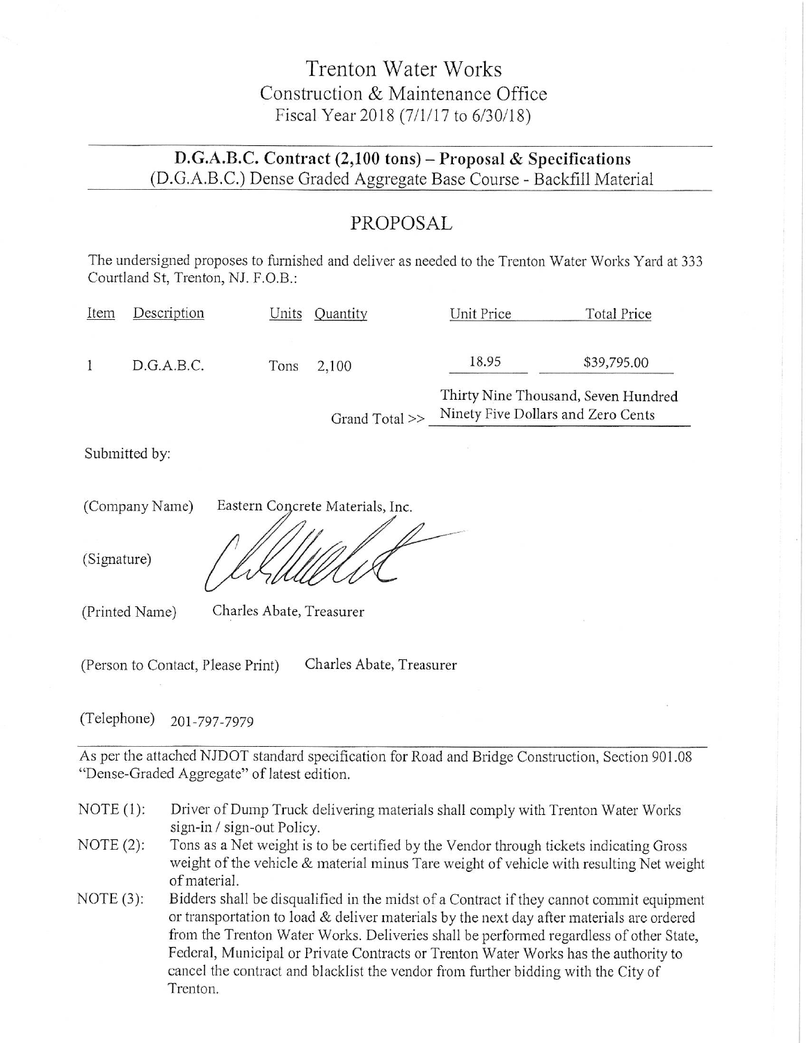# Trenton Water Works

## Construction & Maintenance Office

Fiscal Year 2018 (7/1/17 to 6/30/18)

---

### D.G.A.B.C. Contract (2,100 tons) – Proposal & Specifications

(D.G.A.B.C.) Dense Graded Aggregate Base Course - Backfill Material

---

## PROPOSAL

The undersigned proposes to furnished and deliver as needed to the Trenton Water Works Yard at 333 Courtland St, Trenton, NJ. F.O.B.:

| Item | Description | Units | Quantity | Unit Price | Total Price |
|---|---|---|---|---|---|
| 1 | D.G.A.B.C. | Tons | 2,100 | 18.95 | $39,795.00 |
| | | | Grand Total >> | | Thirty Nine Thousand, Seven Hundred Ninety Five Dollars and Zero Cents |

Submitted by:

(Company Name) Eastern Concrete Materials, Inc.

(Signature)

(Printed Name) Charles Abate, Treasurer

(Person to Contact, Please Print) Charles Abate, Treasurer

(Telephone) 201-797-7979

---

As per the attached NJDOT standard specification for Road and Bridge Construction, Section 901.08 "Dense-Graded Aggregate" of latest edition.

NOTE (1): Driver of Dump Truck delivering materials shall comply with Trenton Water Works sign-in / sign-out Policy.

NOTE (2): Tons as a Net weight is to be certified by the Vendor through tickets indicating Gross weight of the vehicle & material minus Tare weight of vehicle with resulting Net weight of material.

NOTE (3): Bidders shall be disqualified in the midst of a Contract if they cannot commit equipment or transportation to load & deliver materials by the next day after materials are ordered from the Trenton Water Works. Deliveries shall be performed regardless of other State, Federal, Municipal or Private Contracts or Trenton Water Works has the authority to cancel the contract and blacklist the vendor from further bidding with the City of Trenton.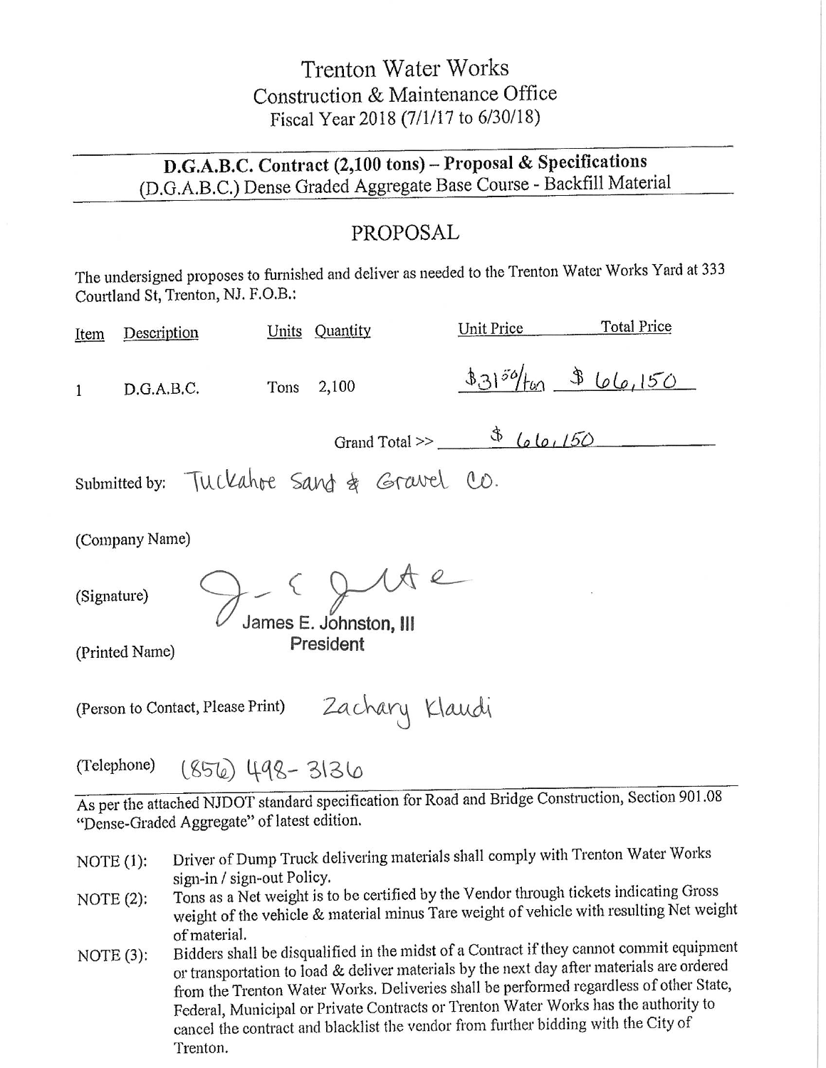# Trenton Water Works

## Construction & Maintenance Office

Fiscal Year 2018 (7/1/17 to 6/30/18)

## D.G.A.B.C. Contract (2,100 tons) – Proposal & Specifications

(D.G.A.B.C.) Dense Graded Aggregate Base Course - Backfill Material

## PROPOSAL

The undersigned proposes to furnished and deliver as needed to the Trenton Water Works Yard at 333 Courtland St, Trenton, NJ. F.O.B.:

| Item | Description | Units | Quantity | Unit Price | Total Price |
|---|---|---|---|---|---|
| 1 | D.G.A.B.C. | Tons | 2,100 | $31.50/ton | $ 66,150 |

Grand Total >> $ 66,150

Submitted by: Tuckahoe Sand & Gravel Co.

(Company Name)

(Signature) [signature]

James E. Johnston, III
President

(Printed Name)

(Person to Contact, Please Print) Zachary Klaudi

(Telephone) (856) 498-3136

As per the attached NJDOT standard specification for Road and Bridge Construction, Section 901.08 "Dense-Graded Aggregate" of latest edition.

NOTE (1): Driver of Dump Truck delivering materials shall comply with Trenton Water Works sign-in / sign-out Policy.

NOTE (2): Tons as a Net weight is to be certified by the Vendor through tickets indicating Gross weight of the vehicle & material minus Tare weight of vehicle with resulting Net weight of material.

NOTE (3): Bidders shall be disqualified in the midst of a Contract if they cannot commit equipment or transportation to load & deliver materials by the next day after materials are ordered from the Trenton Water Works. Deliveries shall be performed regardless of other State, Federal, Municipal or Private Contracts or Trenton Water Works has the authority to cancel the contract and blacklist the vendor from further bidding with the City of Trenton.